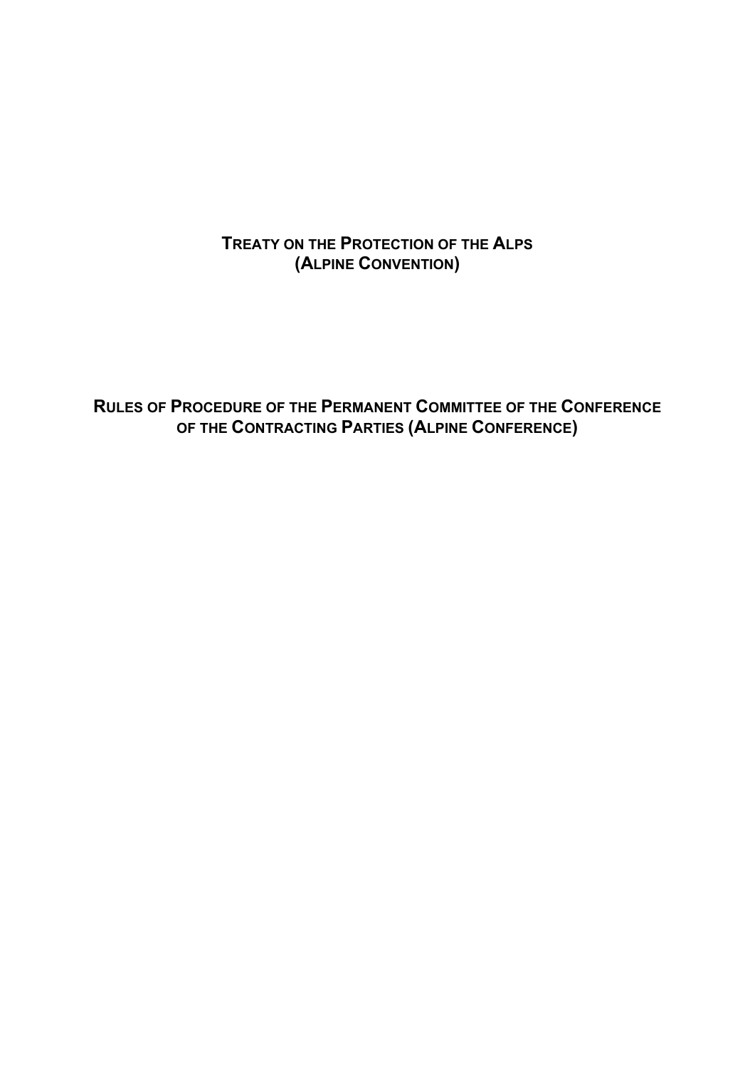# Treaty on the Protection of the Alps (Alpine Convention)

# Rules of Procedure of the Permanent Committee of the Conference of the Contracting Parties (Alpine Conference)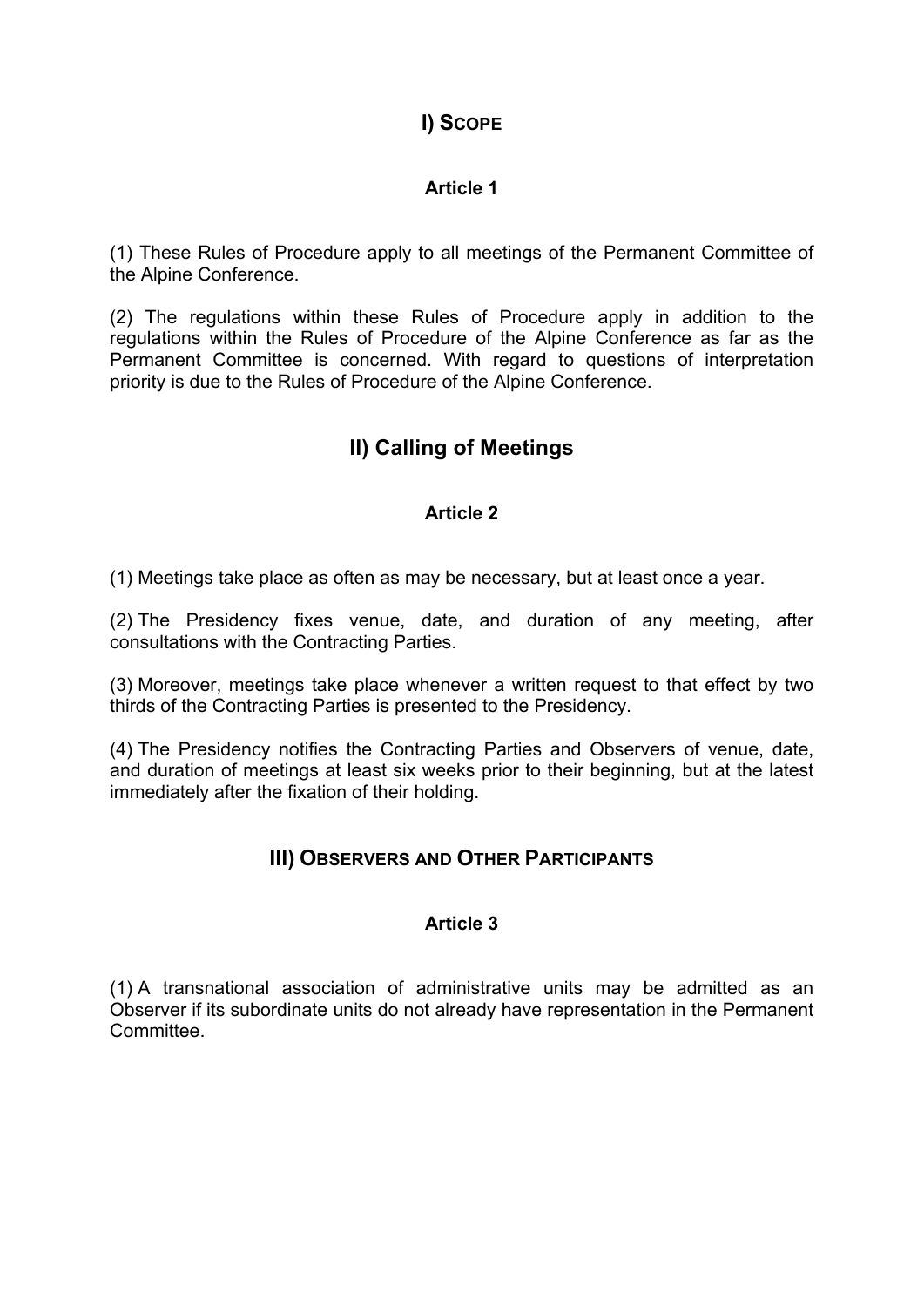## I) Scope

### Article 1

(1) These Rules of Procedure apply to all meetings of the Permanent Committee of the Alpine Conference.

(2) The regulations within these Rules of Procedure apply in addition to the regulations within the Rules of Procedure of the Alpine Conference as far as the Permanent Committee is concerned. With regard to questions of interpretation priority is due to the Rules of Procedure of the Alpine Conference.

## II) Calling of Meetings

### Article 2

(1) Meetings take place as often as may be necessary, but at least once a year.

(2) The Presidency fixes venue, date, and duration of any meeting, after consultations with the Contracting Parties.

(3) Moreover, meetings take place whenever a written request to that effect by two thirds of the Contracting Parties is presented to the Presidency.

(4) The Presidency notifies the Contracting Parties and Observers of venue, date, and duration of meetings at least six weeks prior to their beginning, but at the latest immediately after the fixation of their holding.

## III) Observers and Other Participants

### Article 3

(1) A transnational association of administrative units may be admitted as an Observer if its subordinate units do not already have representation in the Permanent Committee.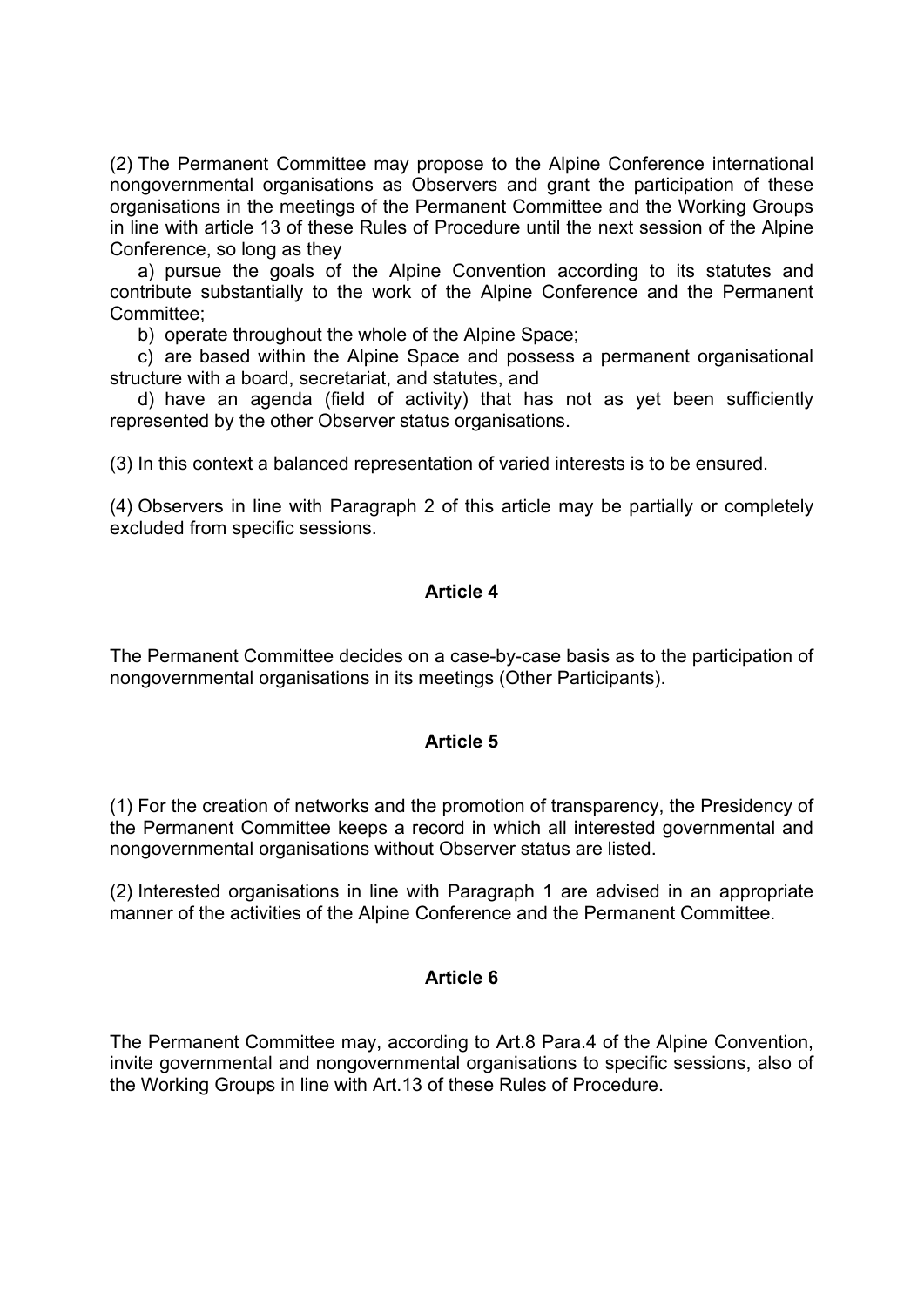(2) The Permanent Committee may propose to the Alpine Conference international nongovernmental organisations as Observers and grant the participation of these organisations in the meetings of the Permanent Committee and the Working Groups in line with article 13 of these Rules of Procedure until the next session of the Alpine Conference, so long as they

a) pursue the goals of the Alpine Convention according to its statutes and contribute substantially to the work of the Alpine Conference and the Permanent Committee;

b) operate throughout the whole of the Alpine Space;

c) are based within the Alpine Space and possess a permanent organisational structure with a board, secretariat, and statutes, and

d) have an agenda (field of activity) that has not as yet been sufficiently represented by the other Observer status organisations.

(3) In this context a balanced representation of varied interests is to be ensured.

(4) Observers in line with Paragraph 2 of this article may be partially or completely excluded from specific sessions.

## Article 4

The Permanent Committee decides on a case-by-case basis as to the participation of nongovernmental organisations in its meetings (Other Participants).

## Article 5

(1) For the creation of networks and the promotion of transparency, the Presidency of the Permanent Committee keeps a record in which all interested governmental and nongovernmental organisations without Observer status are listed.

(2) Interested organisations in line with Paragraph 1 are advised in an appropriate manner of the activities of the Alpine Conference and the Permanent Committee.

## Article 6

The Permanent Committee may, according to Art.8 Para.4 of the Alpine Convention, invite governmental and nongovernmental organisations to specific sessions, also of the Working Groups in line with Art.13 of these Rules of Procedure.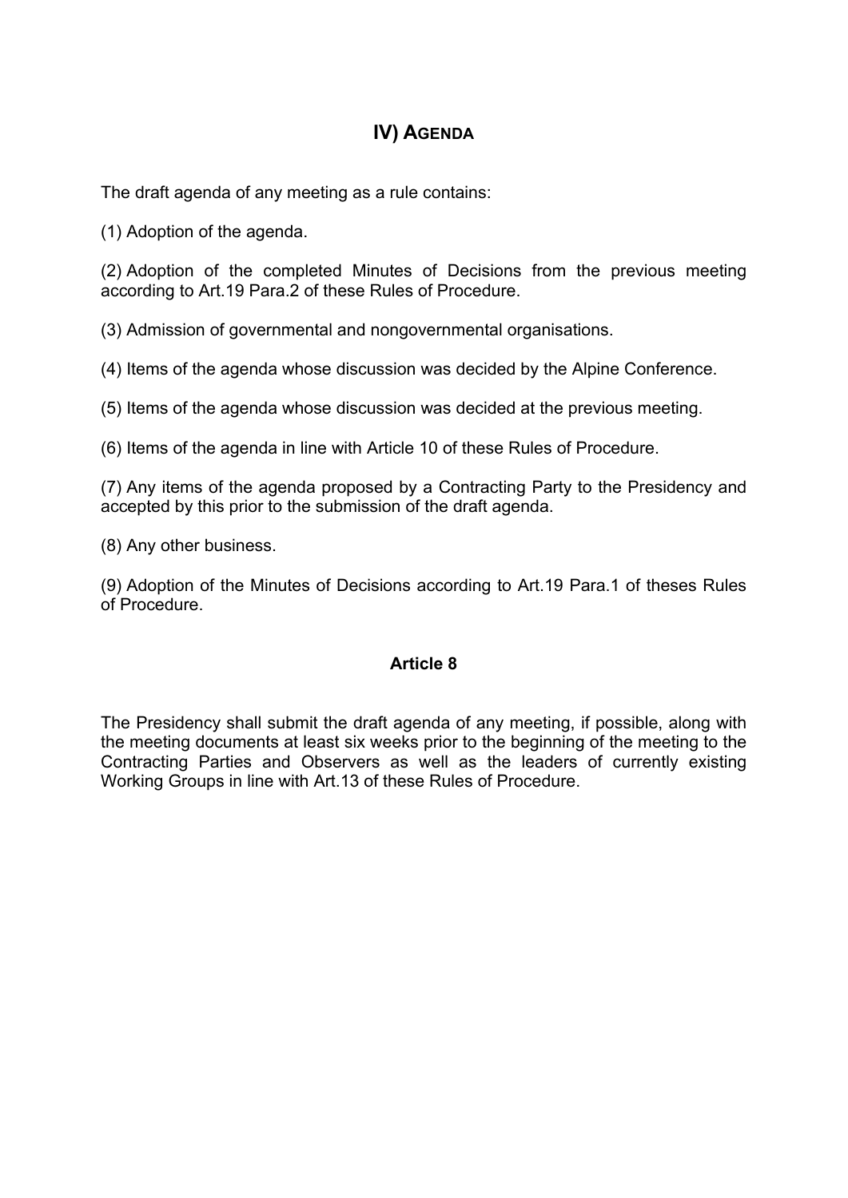## IV) AGENDA

The draft agenda of any meeting as a rule contains:

(1) Adoption of the agenda.

(2) Adoption of the completed Minutes of Decisions from the previous meeting according to Art.19 Para.2 of these Rules of Procedure.

(3) Admission of governmental and nongovernmental organisations.

(4) Items of the agenda whose discussion was decided by the Alpine Conference.

(5) Items of the agenda whose discussion was decided at the previous meeting.

(6) Items of the agenda in line with Article 10 of these Rules of Procedure.

(7) Any items of the agenda proposed by a Contracting Party to the Presidency and accepted by this prior to the submission of the draft agenda.

(8) Any other business.

(9) Adoption of the Minutes of Decisions according to Art.19 Para.1 of theses Rules of Procedure.

### Article 8

The Presidency shall submit the draft agenda of any meeting, if possible, along with the meeting documents at least six weeks prior to the beginning of the meeting to the Contracting Parties and Observers as well as the leaders of currently existing Working Groups in line with Art.13 of these Rules of Procedure.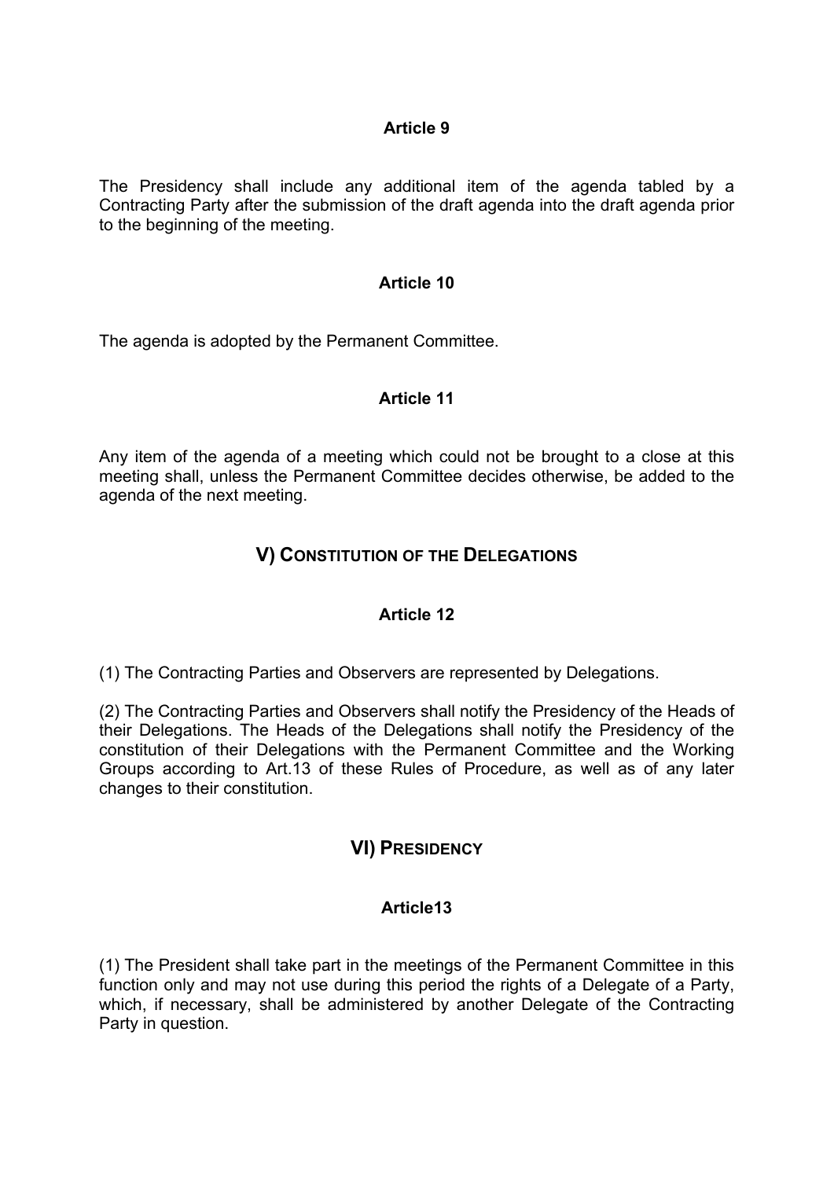### Article 9

The Presidency shall include any additional item of the agenda tabled by a Contracting Party after the submission of the draft agenda into the draft agenda prior to the beginning of the meeting.

### Article 10

The agenda is adopted by the Permanent Committee.

### Article 11

Any item of the agenda of a meeting which could not be brought to a close at this meeting shall, unless the Permanent Committee decides otherwise, be added to the agenda of the next meeting.

## V) Constitution of the Delegations

### Article 12

(1) The Contracting Parties and Observers are represented by Delegations.

(2) The Contracting Parties and Observers shall notify the Presidency of the Heads of their Delegations. The Heads of the Delegations shall notify the Presidency of the constitution of their Delegations with the Permanent Committee and the Working Groups according to Art.13 of these Rules of Procedure, as well as of any later changes to their constitution.

## VI) Presidency

### Article13

(1) The President shall take part in the meetings of the Permanent Committee in this function only and may not use during this period the rights of a Delegate of a Party, which, if necessary, shall be administered by another Delegate of the Contracting Party in question.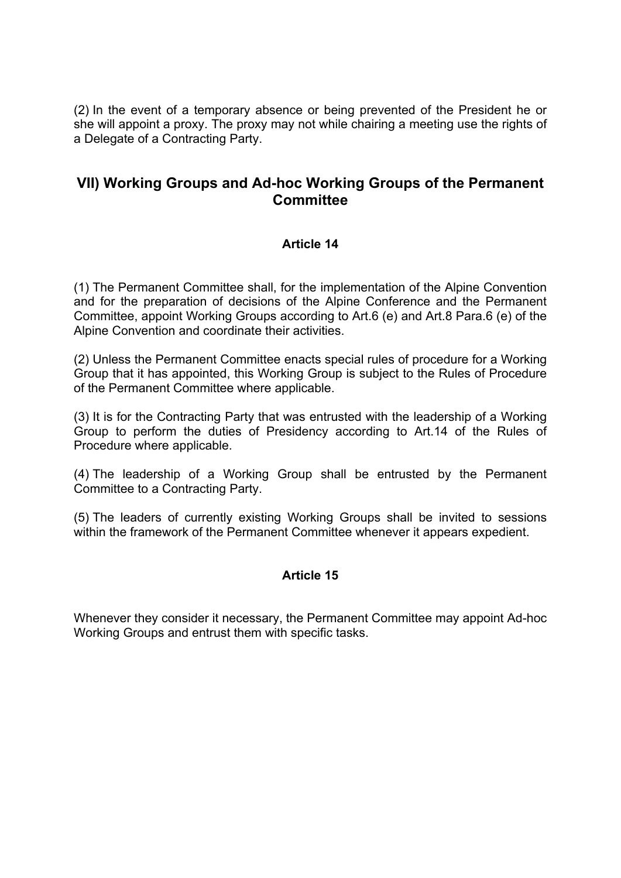(2) In the event of a temporary absence or being prevented of the President he or she will appoint a proxy. The proxy may not while chairing a meeting use the rights of a Delegate of a Contracting Party.

## VII) Working Groups and Ad-hoc Working Groups of the Permanent Committee

### Article 14

(1) The Permanent Committee shall, for the implementation of the Alpine Convention and for the preparation of decisions of the Alpine Conference and the Permanent Committee, appoint Working Groups according to Art.6 (e) and Art.8 Para.6 (e) of the Alpine Convention and coordinate their activities.

(2) Unless the Permanent Committee enacts special rules of procedure for a Working Group that it has appointed, this Working Group is subject to the Rules of Procedure of the Permanent Committee where applicable.

(3) It is for the Contracting Party that was entrusted with the leadership of a Working Group to perform the duties of Presidency according to Art.14 of the Rules of Procedure where applicable.

(4) The leadership of a Working Group shall be entrusted by the Permanent Committee to a Contracting Party.

(5) The leaders of currently existing Working Groups shall be invited to sessions within the framework of the Permanent Committee whenever it appears expedient.

### Article 15

Whenever they consider it necessary, the Permanent Committee may appoint Ad-hoc Working Groups and entrust them with specific tasks.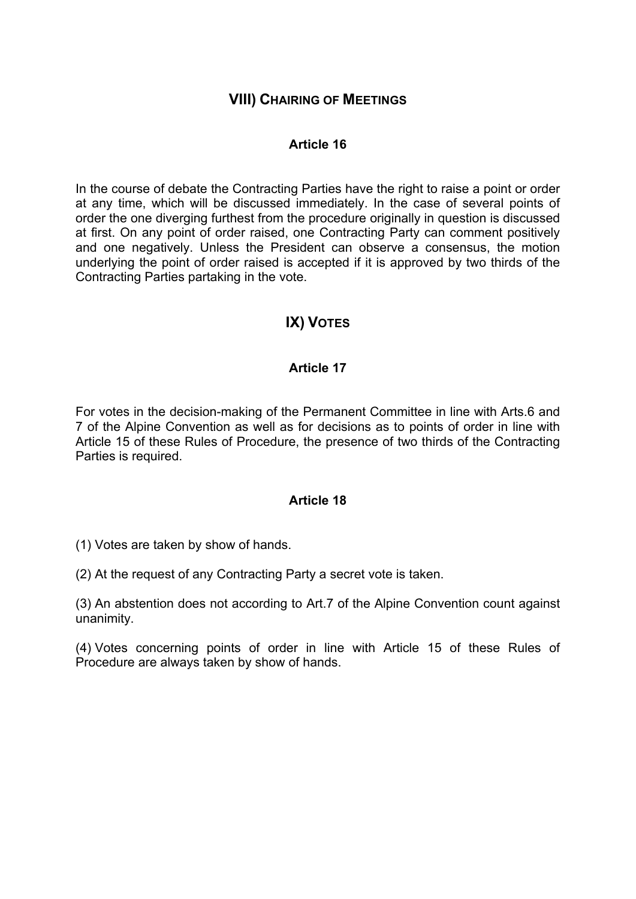## VIII) Chairing of Meetings

### Article 16

In the course of debate the Contracting Parties have the right to raise a point or order at any time, which will be discussed immediately. In the case of several points of order the one diverging furthest from the procedure originally in question is discussed at first. On any point of order raised, one Contracting Party can comment positively and one negatively. Unless the President can observe a consensus, the motion underlying the point of order raised is accepted if it is approved by two thirds of the Contracting Parties partaking in the vote.

## IX) Votes

### Article 17

For votes in the decision-making of the Permanent Committee in line with Arts.6 and 7 of the Alpine Convention as well as for decisions as to points of order in line with Article 15 of these Rules of Procedure, the presence of two thirds of the Contracting Parties is required.

### Article 18

(1) Votes are taken by show of hands.

(2) At the request of any Contracting Party a secret vote is taken.

(3) An abstention does not according to Art.7 of the Alpine Convention count against unanimity.

(4) Votes concerning points of order in line with Article 15 of these Rules of Procedure are always taken by show of hands.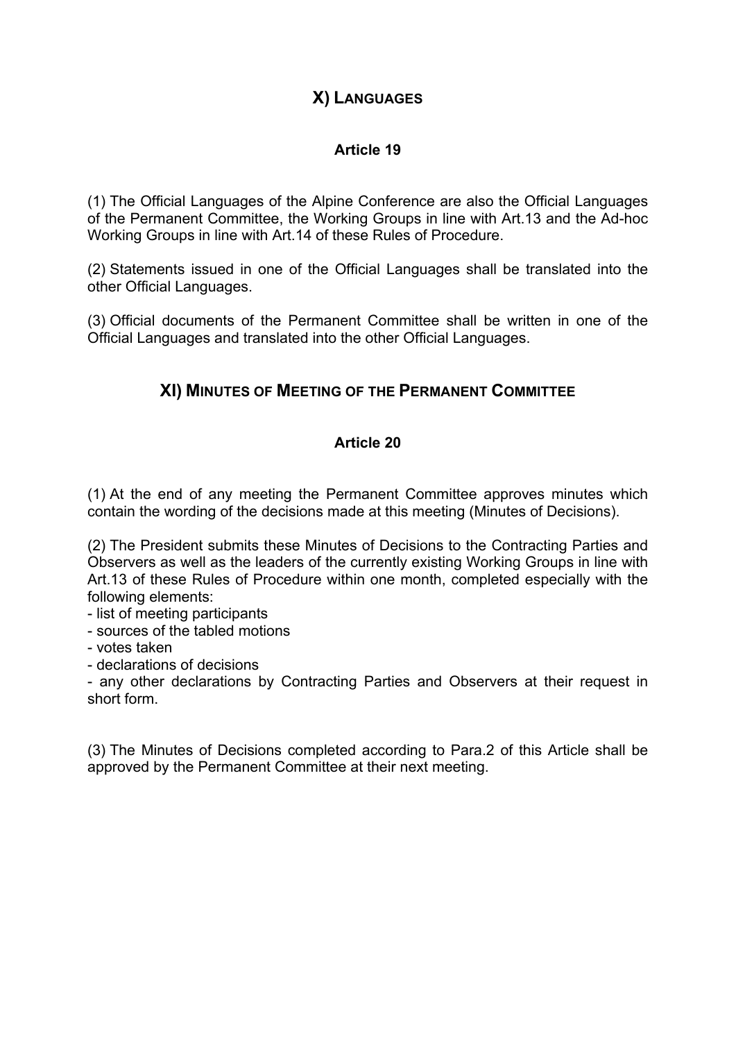## X) LANGUAGES

### Article 19

(1) The Official Languages of the Alpine Conference are also the Official Languages of the Permanent Committee, the Working Groups in line with Art.13 and the Ad-hoc Working Groups in line with Art.14 of these Rules of Procedure.

(2) Statements issued in one of the Official Languages shall be translated into the other Official Languages.

(3) Official documents of the Permanent Committee shall be written in one of the Official Languages and translated into the other Official Languages.

## XI) MINUTES OF MEETING OF THE PERMANENT COMMITTEE

### Article 20

(1) At the end of any meeting the Permanent Committee approves minutes which contain the wording of the decisions made at this meeting (Minutes of Decisions).

(2) The President submits these Minutes of Decisions to the Contracting Parties and Observers as well as the leaders of the currently existing Working Groups in line with Art.13 of these Rules of Procedure within one month, completed especially with the following elements:

- list of meeting participants
- sources of the tabled motions
- votes taken
- declarations of decisions
- any other declarations by Contracting Parties and Observers at their request in short form.

(3) The Minutes of Decisions completed according to Para.2 of this Article shall be approved by the Permanent Committee at their next meeting.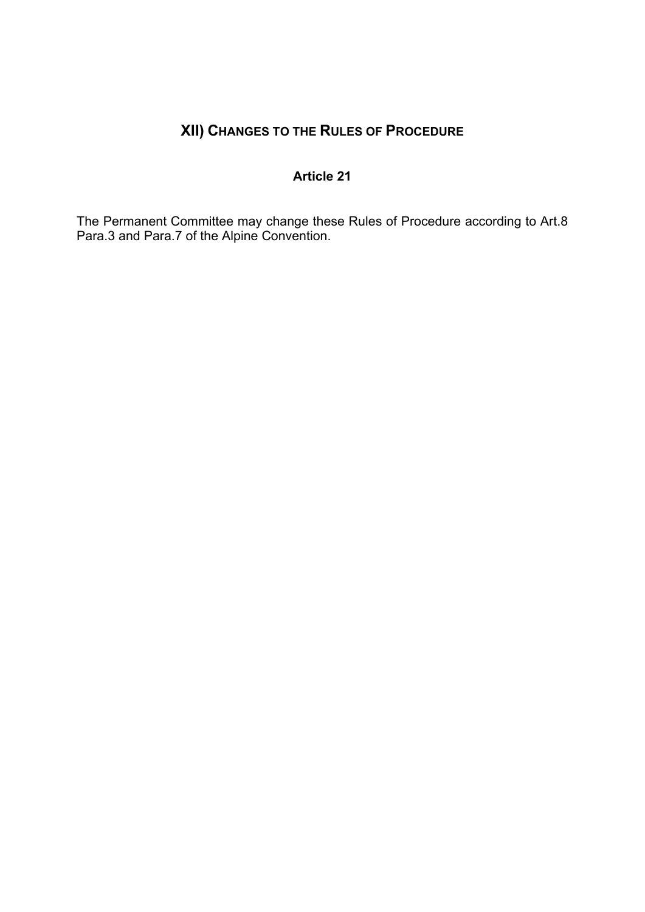## XII) CHANGES TO THE RULES OF PROCEDURE

### Article 21

The Permanent Committee may change these Rules of Procedure according to Art.8 Para.3 and Para.7 of the Alpine Convention.